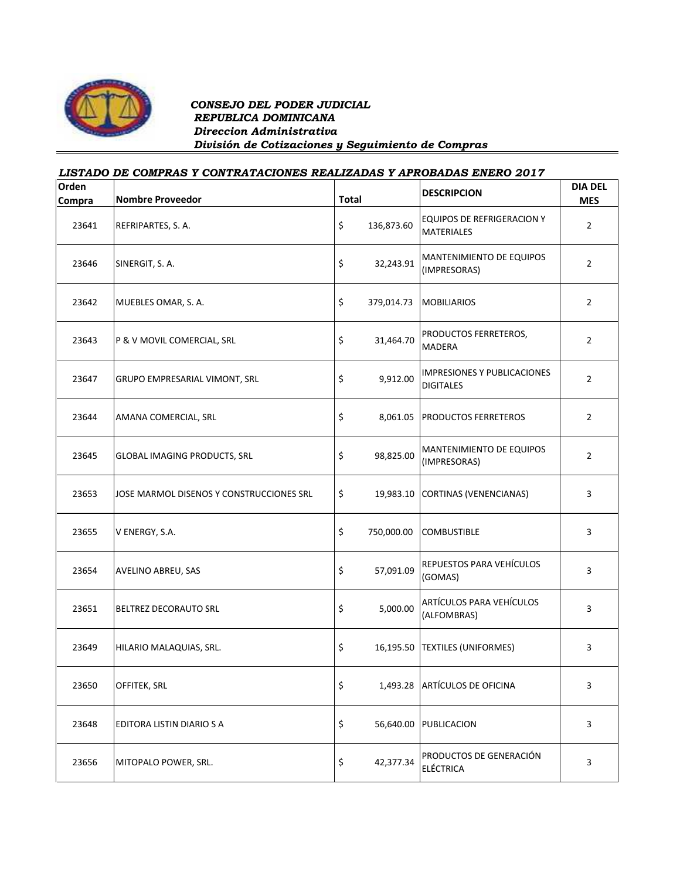***CONSEJO DEL PODER JUDICIAL***
***REPUBLICA DOMINICANA***
***Direccion Administrativa***
***División de Cotizaciones y Seguimiento de Compras***

***LISTADO DE COMPRAS Y CONTRATACIONES REALIZADAS Y APROBADAS ENERO 2017***

| Orden Compra | Nombre Proveedor | Total | DESCRIPCION | DIA DEL MES |
|---|---|---|---|---|
| 23641 | REFRIPARTES, S. A. | $ 136,873.60 | EQUIPOS DE REFRIGERACION Y MATERIALES | 2 |
| 23646 | SINERGIT, S. A. | $ 32,243.91 | MANTENIMIENTO DE EQUIPOS (IMPRESORAS) | 2 |
| 23642 | MUEBLES OMAR, S. A. | $ 379,014.73 | MOBILIARIOS | 2 |
| 23643 | P & V MOVIL COMERCIAL, SRL | $ 31,464.70 | PRODUCTOS FERRETEROS, MADERA | 2 |
| 23647 | GRUPO EMPRESARIAL VIMONT, SRL | $ 9,912.00 | IMPRESIONES Y PUBLICACIONES DIGITALES | 2 |
| 23644 | AMANA COMERCIAL, SRL | $ 8,061.05 | PRODUCTOS FERRETEROS | 2 |
| 23645 | GLOBAL IMAGING PRODUCTS, SRL | $ 98,825.00 | MANTENIMIENTO DE EQUIPOS (IMPRESORAS) | 2 |
| 23653 | JOSE MARMOL DISENOS Y CONSTRUCCIONES SRL | $ 19,983.10 | CORTINAS (VENENCIANAS) | 3 |
| 23655 | V ENERGY, S.A. | $ 750,000.00 | COMBUSTIBLE | 3 |
| 23654 | AVELINO ABREU, SAS | $ 57,091.09 | REPUESTOS PARA VEHÍCULOS (GOMAS) | 3 |
| 23651 | BELTREZ DECORAUTO SRL | $ 5,000.00 | ARTÍCULOS PARA VEHÍCULOS (ALFOMBRAS) | 3 |
| 23649 | HILARIO MALAQUIAS, SRL. | $ 16,195.50 | TEXTILES (UNIFORMES) | 3 |
| 23650 | OFFITEK, SRL | $ 1,493.28 | ARTÍCULOS DE OFICINA | 3 |
| 23648 | EDITORA LISTIN DIARIO S A | $ 56,640.00 | PUBLICACION | 3 |
| 23656 | MITOPALO POWER, SRL. | $ 42,377.34 | PRODUCTOS DE GENERACIÓN ELÉCTRICA | 3 |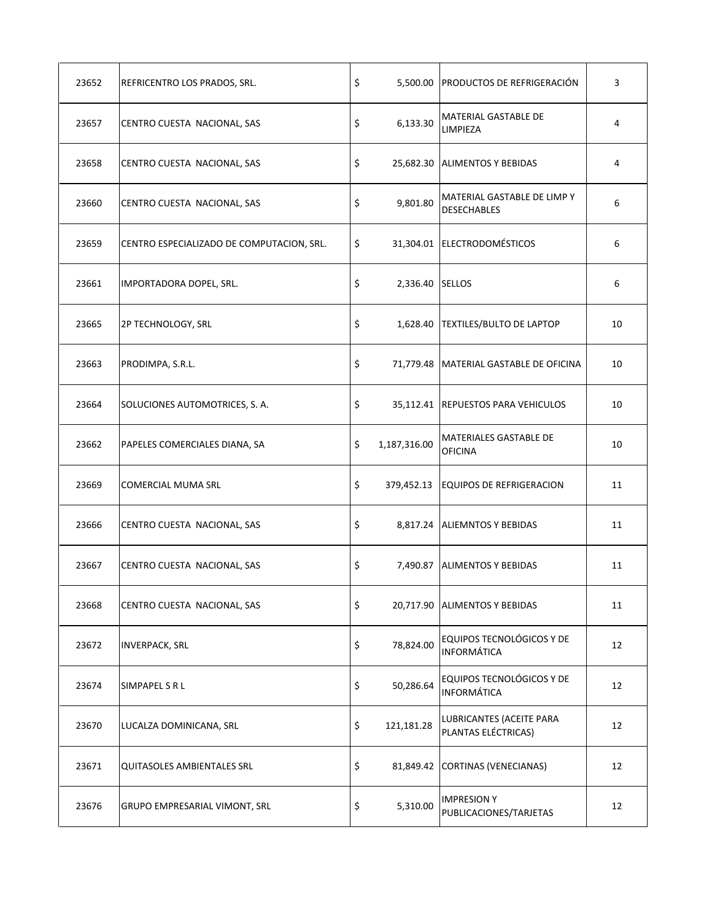| | | | | |
|---|---|---|---|---|
| 23652 | REFRICENTRO LOS PRADOS, SRL. | $ 5,500.00 | PRODUCTOS DE REFRIGERACIÓN | 3 |
| 23657 | CENTRO CUESTA NACIONAL, SAS | $ 6,133.30 | MATERIAL GASTABLE DE LIMPIEZA | 4 |
| 23658 | CENTRO CUESTA NACIONAL, SAS | $ 25,682.30 | ALIMENTOS Y BEBIDAS | 4 |
| 23660 | CENTRO CUESTA NACIONAL, SAS | $ 9,801.80 | MATERIAL GASTABLE DE LIMP Y DESECHABLES | 6 |
| 23659 | CENTRO ESPECIALIZADO DE COMPUTACION, SRL. | $ 31,304.01 | ELECTRODOMÉSTICOS | 6 |
| 23661 | IMPORTADORA DOPEL, SRL. | $ 2,336.40 | SELLOS | 6 |
| 23665 | 2P TECHNOLOGY, SRL | $ 1,628.40 | TEXTILES/BULTO DE LAPTOP | 10 |
| 23663 | PRODIMPA, S.R.L. | $ 71,779.48 | MATERIAL GASTABLE DE OFICINA | 10 |
| 23664 | SOLUCIONES AUTOMOTRICES, S. A. | $ 35,112.41 | REPUESTOS PARA VEHICULOS | 10 |
| 23662 | PAPELES COMERCIALES DIANA, SA | $ 1,187,316.00 | MATERIALES GASTABLE DE OFICINA | 10 |
| 23669 | COMERCIAL MUMA SRL | $ 379,452.13 | EQUIPOS DE REFRIGERACION | 11 |
| 23666 | CENTRO CUESTA NACIONAL, SAS | $ 8,817.24 | ALIEMNTOS Y BEBIDAS | 11 |
| 23667 | CENTRO CUESTA NACIONAL, SAS | $ 7,490.87 | ALIMENTOS Y BEBIDAS | 11 |
| 23668 | CENTRO CUESTA NACIONAL, SAS | $ 20,717.90 | ALIMENTOS Y BEBIDAS | 11 |
| 23672 | INVERPACK, SRL | $ 78,824.00 | EQUIPOS TECNOLÓGICOS Y DE INFORMÁTICA | 12 |
| 23674 | SIMPAPEL S R L | $ 50,286.64 | EQUIPOS TECNOLÓGICOS Y DE INFORMÁTICA | 12 |
| 23670 | LUCALZA DOMINICANA, SRL | $ 121,181.28 | LUBRICANTES (ACEITE PARA PLANTAS ELÉCTRICAS) | 12 |
| 23671 | QUITASOLES AMBIENTALES SRL | $ 81,849.42 | CORTINAS (VENECIANAS) | 12 |
| 23676 | GRUPO EMPRESARIAL VIMONT, SRL | $ 5,310.00 | IMPRESION Y PUBLICACIONES/TARJETAS | 12 |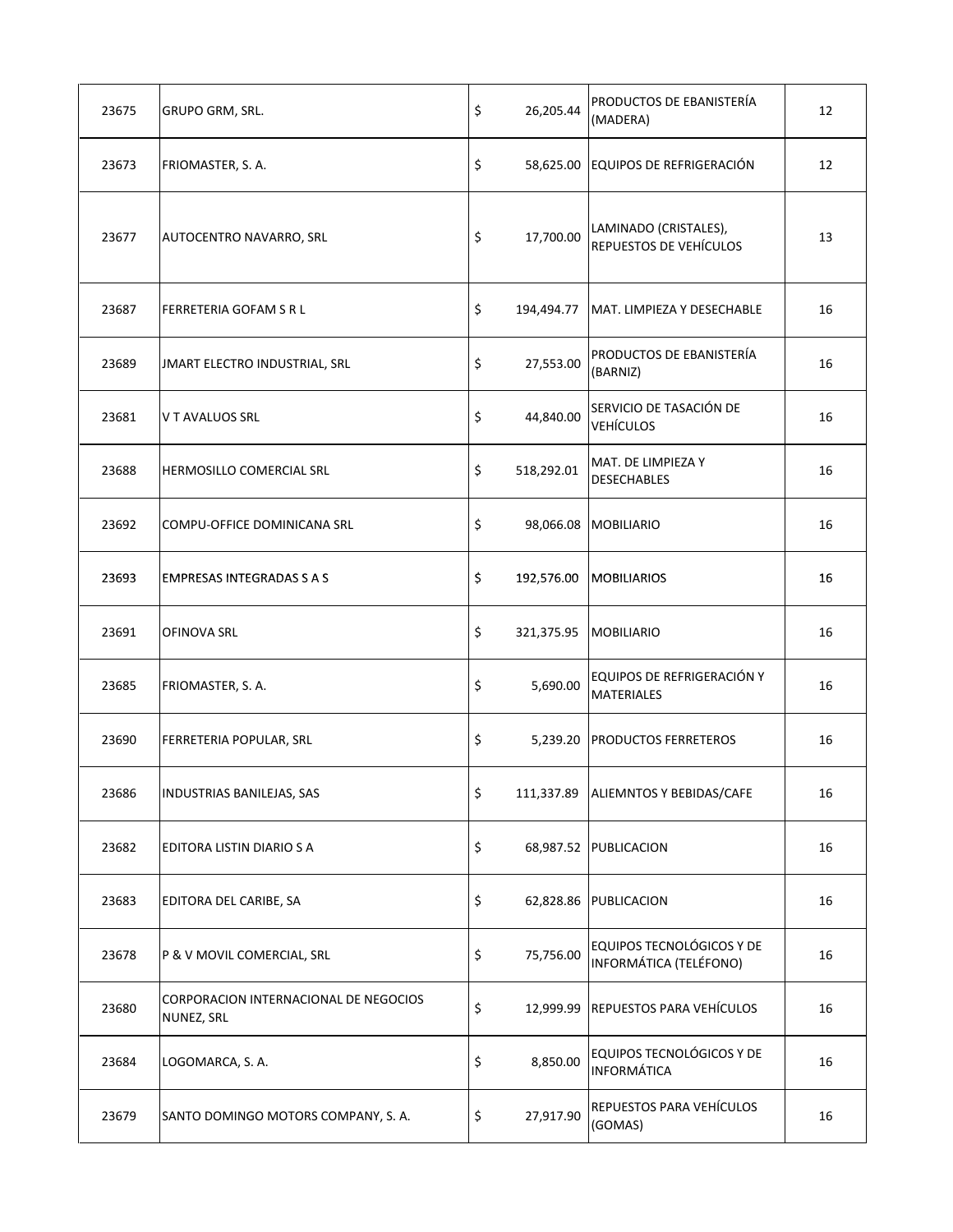| | | | | | |
|---|---|---|---|---|---|
| 23675 | GRUPO GRM, SRL. | $ | 26,205.44 | PRODUCTOS DE EBANISTERÍA (MADERA) | 12 |
| 23673 | FRIOMASTER, S. A. | $ | 58,625.00 | EQUIPOS DE REFRIGERACIÓN | 12 |
| 23677 | AUTOCENTRO NAVARRO, SRL | $ | 17,700.00 | LAMINADO (CRISTALES), REPUESTOS DE VEHÍCULOS | 13 |
| 23687 | FERRETERIA GOFAM S R L | $ | 194,494.77 | MAT. LIMPIEZA Y DESECHABLE | 16 |
| 23689 | JMART ELECTRO INDUSTRIAL, SRL | $ | 27,553.00 | PRODUCTOS DE EBANISTERÍA (BARNIZ) | 16 |
| 23681 | V T AVALUOS SRL | $ | 44,840.00 | SERVICIO DE TASACIÓN DE VEHÍCULOS | 16 |
| 23688 | HERMOSILLO COMERCIAL SRL | $ | 518,292.01 | MAT. DE LIMPIEZA Y DESECHABLES | 16 |
| 23692 | COMPU-OFFICE DOMINICANA SRL | $ | 98,066.08 | MOBILIARIO | 16 |
| 23693 | EMPRESAS INTEGRADAS S A S | $ | 192,576.00 | MOBILIARIOS | 16 |
| 23691 | OFINOVA SRL | $ | 321,375.95 | MOBILIARIO | 16 |
| 23685 | FRIOMASTER, S. A. | $ | 5,690.00 | EQUIPOS DE REFRIGERACIÓN Y MATERIALES | 16 |
| 23690 | FERRETERIA POPULAR, SRL | $ | 5,239.20 | PRODUCTOS FERRETEROS | 16 |
| 23686 | INDUSTRIAS BANILEJAS, SAS | $ | 111,337.89 | ALIEMNTOS Y BEBIDAS/CAFE | 16 |
| 23682 | EDITORA LISTIN DIARIO S A | $ | 68,987.52 | PUBLICACION | 16 |
| 23683 | EDITORA DEL CARIBE, SA | $ | 62,828.86 | PUBLICACION | 16 |
| 23678 | P & V MOVIL COMERCIAL, SRL | $ | 75,756.00 | EQUIPOS TECNOLÓGICOS Y DE INFORMÁTICA (TELÉFONO) | 16 |
| 23680 | CORPORACION INTERNACIONAL DE NEGOCIOS NUNEZ, SRL | $ | 12,999.99 | REPUESTOS PARA VEHÍCULOS | 16 |
| 23684 | LOGOMARCA, S. A. | $ | 8,850.00 | EQUIPOS TECNOLÓGICOS Y DE INFORMÁTICA | 16 |
| 23679 | SANTO DOMINGO MOTORS COMPANY, S. A. | $ | 27,917.90 | REPUESTOS PARA VEHÍCULOS (GOMAS) | 16 |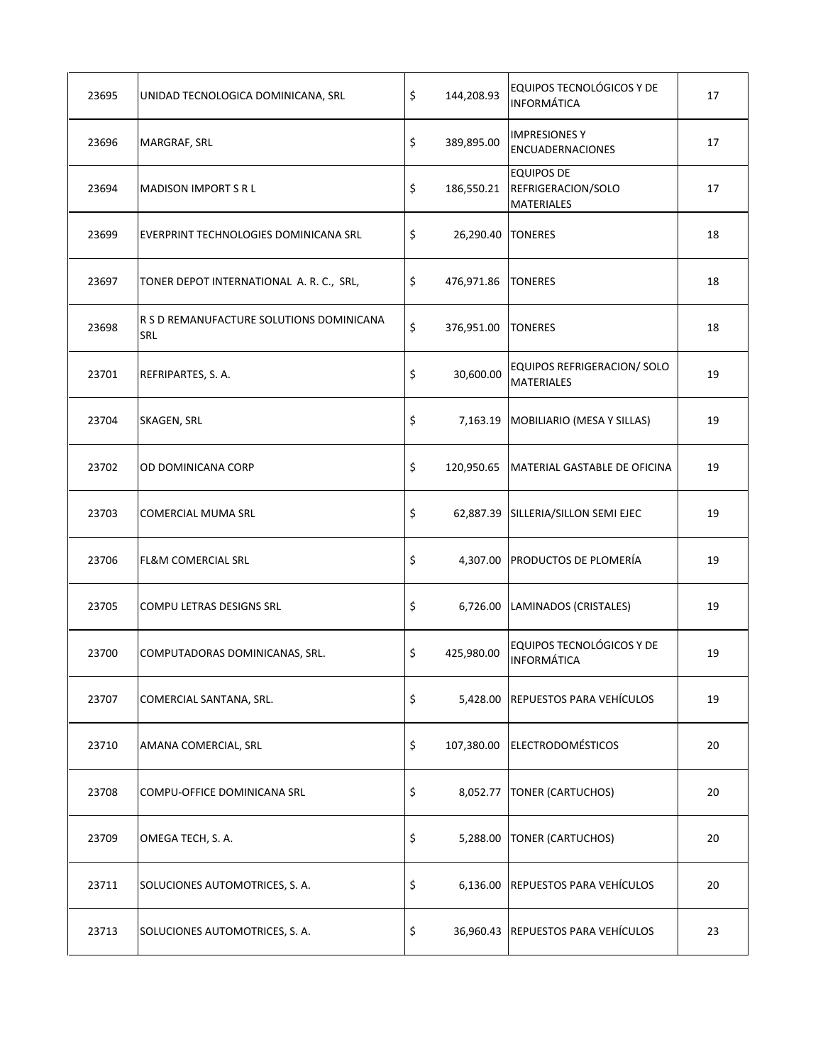| | | | | |
|---|---|---|---|---|
| 23695 | UNIDAD TECNOLOGICA DOMINICANA, SRL | $ 144,208.93 | EQUIPOS TECNOLÓGICOS Y DE INFORMÁTICA | 17 |
| 23696 | MARGRAF, SRL | $ 389,895.00 | IMPRESIONES Y ENCUADERNACIONES | 17 |
| 23694 | MADISON IMPORT S R L | $ 186,550.21 | EQUIPOS DE REFRIGERACION/SOLO MATERIALES | 17 |
| 23699 | EVERPRINT TECHNOLOGIES DOMINICANA SRL | $ 26,290.40 | TONERES | 18 |
| 23697 | TONER DEPOT INTERNATIONAL A. R. C., SRL, | $ 476,971.86 | TONERES | 18 |
| 23698 | R S D REMANUFACTURE SOLUTIONS DOMINICANA SRL | $ 376,951.00 | TONERES | 18 |
| 23701 | REFRIPARTES, S. A. | $ 30,600.00 | EQUIPOS REFRIGERACION/ SOLO MATERIALES | 19 |
| 23704 | SKAGEN, SRL | $ 7,163.19 | MOBILIARIO (MESA Y SILLAS) | 19 |
| 23702 | OD DOMINICANA CORP | $ 120,950.65 | MATERIAL GASTABLE DE OFICINA | 19 |
| 23703 | COMERCIAL MUMA SRL | $ 62,887.39 | SILLERIA/SILLON SEMI EJEC | 19 |
| 23706 | FL&M COMERCIAL SRL | $ 4,307.00 | PRODUCTOS DE PLOMERÍA | 19 |
| 23705 | COMPU LETRAS DESIGNS SRL | $ 6,726.00 | LAMINADOS (CRISTALES) | 19 |
| 23700 | COMPUTADORAS DOMINICANAS, SRL. | $ 425,980.00 | EQUIPOS TECNOLÓGICOS Y DE INFORMÁTICA | 19 |
| 23707 | COMERCIAL SANTANA, SRL. | $ 5,428.00 | REPUESTOS PARA VEHÍCULOS | 19 |
| 23710 | AMANA COMERCIAL, SRL | $ 107,380.00 | ELECTRODOMÉSTICOS | 20 |
| 23708 | COMPU-OFFICE DOMINICANA SRL | $ 8,052.77 | TONER (CARTUCHOS) | 20 |
| 23709 | OMEGA TECH, S. A. | $ 5,288.00 | TONER (CARTUCHOS) | 20 |
| 23711 | SOLUCIONES AUTOMOTRICES, S. A. | $ 6,136.00 | REPUESTOS PARA VEHÍCULOS | 20 |
| 23713 | SOLUCIONES AUTOMOTRICES, S. A. | $ 36,960.43 | REPUESTOS PARA VEHÍCULOS | 23 |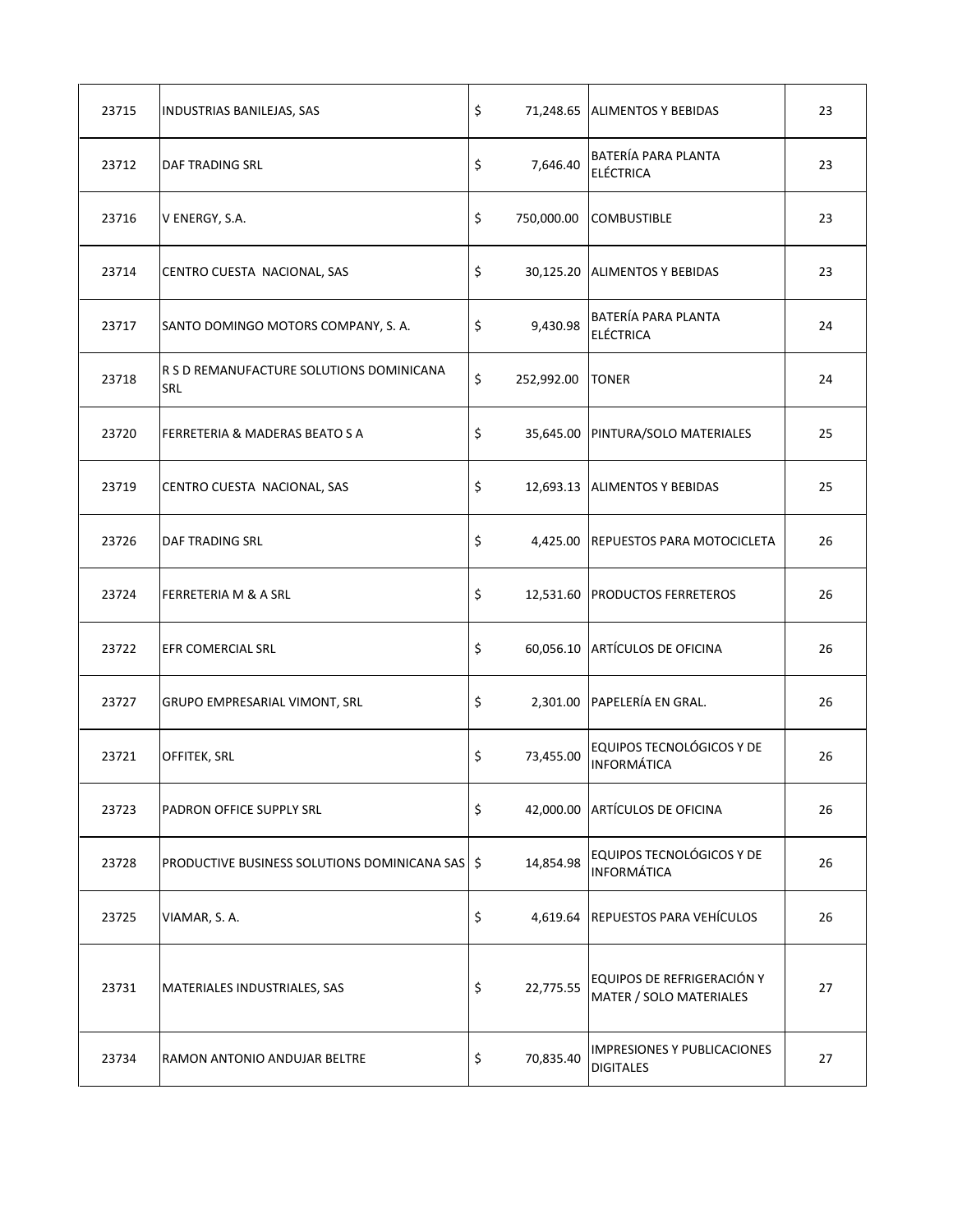| 23715 | INDUSTRIAS BANILEJAS, SAS | $ | 71,248.65 | ALIMENTOS Y BEBIDAS | 23 |
|---|---|---|---|---|---|
| 23712 | DAF TRADING SRL | $ | 7,646.40 | BATERÍA PARA PLANTA ELÉCTRICA | 23 |
| 23716 | V ENERGY, S.A. | $ | 750,000.00 | COMBUSTIBLE | 23 |
| 23714 | CENTRO CUESTA NACIONAL, SAS | $ | 30,125.20 | ALIMENTOS Y BEBIDAS | 23 |
| 23717 | SANTO DOMINGO MOTORS COMPANY, S. A. | $ | 9,430.98 | BATERÍA PARA PLANTA ELÉCTRICA | 24 |
| 23718 | R S D REMANUFACTURE SOLUTIONS DOMINICANA SRL | $ | 252,992.00 | TONER | 24 |
| 23720 | FERRETERIA & MADERAS BEATO S A | $ | 35,645.00 | PINTURA/SOLO MATERIALES | 25 |
| 23719 | CENTRO CUESTA NACIONAL, SAS | $ | 12,693.13 | ALIMENTOS Y BEBIDAS | 25 |
| 23726 | DAF TRADING SRL | $ | 4,425.00 | REPUESTOS PARA MOTOCICLETA | 26 |
| 23724 | FERRETERIA M & A SRL | $ | 12,531.60 | PRODUCTOS FERRETEROS | 26 |
| 23722 | EFR COMERCIAL SRL | $ | 60,056.10 | ARTÍCULOS DE OFICINA | 26 |
| 23727 | GRUPO EMPRESARIAL VIMONT, SRL | $ | 2,301.00 | PAPELERÍA EN GRAL. | 26 |
| 23721 | OFFITEK, SRL | $ | 73,455.00 | EQUIPOS TECNOLÓGICOS Y DE INFORMÁTICA | 26 |
| 23723 | PADRON OFFICE SUPPLY SRL | $ | 42,000.00 | ARTÍCULOS DE OFICINA | 26 |
| 23728 | PRODUCTIVE BUSINESS SOLUTIONS DOMINICANA SAS | $ | 14,854.98 | EQUIPOS TECNOLÓGICOS Y DE INFORMÁTICA | 26 |
| 23725 | VIAMAR, S. A. | $ | 4,619.64 | REPUESTOS PARA VEHÍCULOS | 26 |
| 23731 | MATERIALES INDUSTRIALES, SAS | $ | 22,775.55 | EQUIPOS DE REFRIGERACIÓN Y MATER / SOLO MATERIALES | 27 |
| 23734 | RAMON ANTONIO ANDUJAR BELTRE | $ | 70,835.40 | IMPRESIONES Y PUBLICACIONES DIGITALES | 27 |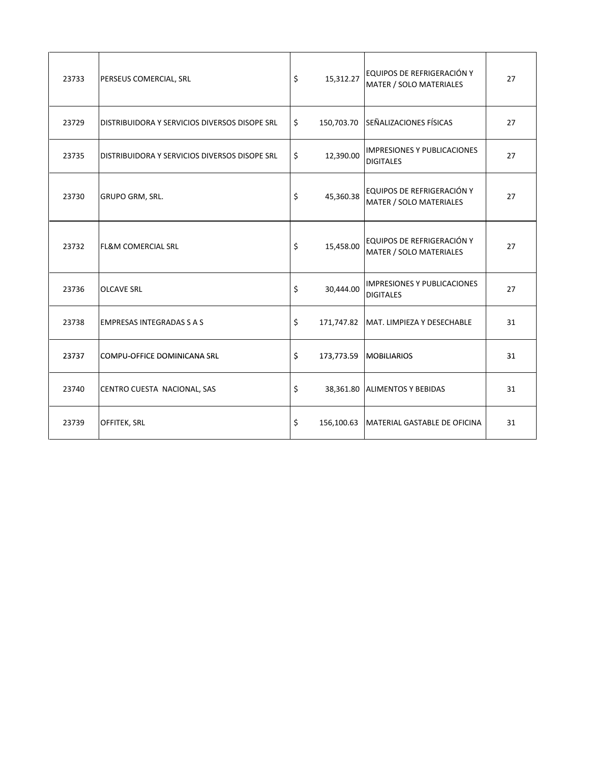| | | | | |
|---|---|---|---|---|
| 23733 | PERSEUS COMERCIAL, SRL | $ 15,312.27 | EQUIPOS DE REFRIGERACIÓN Y MATER / SOLO MATERIALES | 27 |
| 23729 | DISTRIBUIDORA Y SERVICIOS DIVERSOS DISOPE SRL | $ 150,703.70 | SEÑALIZACIONES FÍSICAS | 27 |
| 23735 | DISTRIBUIDORA Y SERVICIOS DIVERSOS DISOPE SRL | $ 12,390.00 | IMPRESIONES Y PUBLICACIONES DIGITALES | 27 |
| 23730 | GRUPO GRM, SRL. | $ 45,360.38 | EQUIPOS DE REFRIGERACIÓN Y MATER / SOLO MATERIALES | 27 |
| 23732 | FL&M COMERCIAL SRL | $ 15,458.00 | EQUIPOS DE REFRIGERACIÓN Y MATER / SOLO MATERIALES | 27 |
| 23736 | OLCAVE SRL | $ 30,444.00 | IMPRESIONES Y PUBLICACIONES DIGITALES | 27 |
| 23738 | EMPRESAS INTEGRADAS S A S | $ 171,747.82 | MAT. LIMPIEZA Y DESECHABLE | 31 |
| 23737 | COMPU-OFFICE DOMINICANA SRL | $ 173,773.59 | MOBILIARIOS | 31 |
| 23740 | CENTRO CUESTA NACIONAL, SAS | $ 38,361.80 | ALIMENTOS Y BEBIDAS | 31 |
| 23739 | OFFITEK, SRL | $ 156,100.63 | MATERIAL GASTABLE DE OFICINA | 31 |